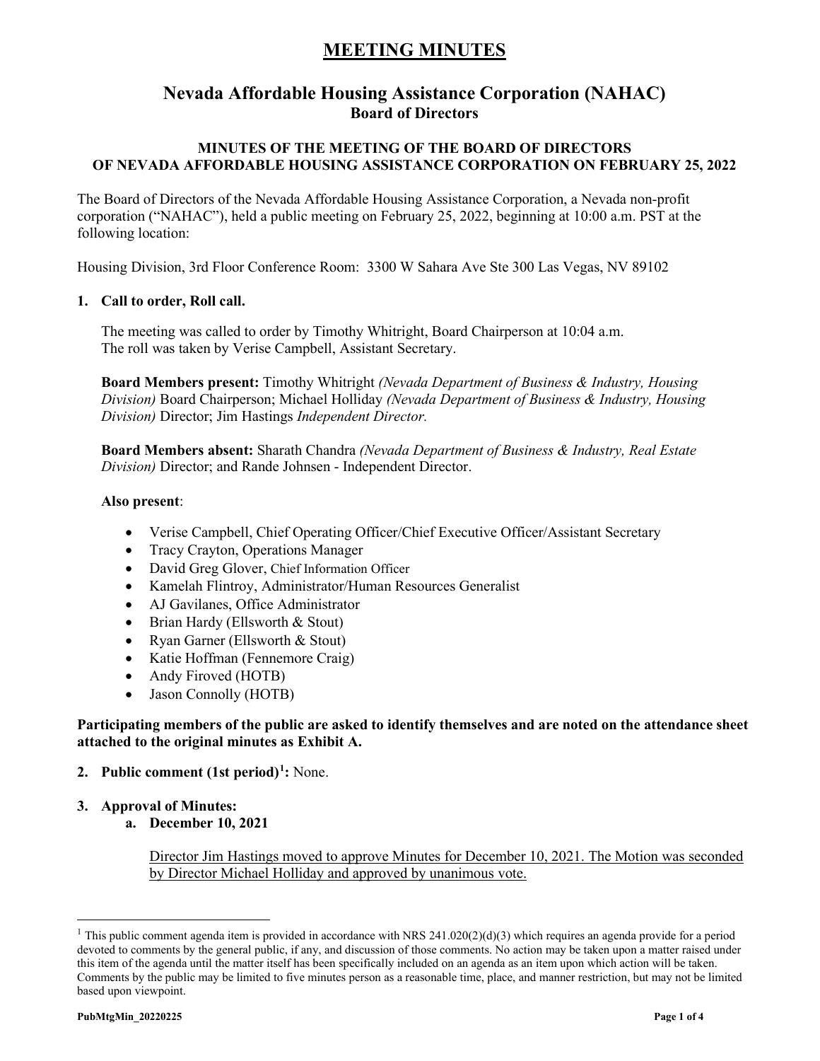# MEETING MINUTES

## Nevada Affordable Housing Assistance Corporation (NAHAC)
### Board of Directors

**MINUTES OF THE MEETING OF THE BOARD OF DIRECTORS OF NEVADA AFFORDABLE HOUSING ASSISTANCE CORPORATION ON FEBRUARY 25, 2022**

The Board of Directors of the Nevada Affordable Housing Assistance Corporation, a Nevada non-profit corporation ("NAHAC"), held a public meeting on February 25, 2022, beginning at 10:00 a.m. PST at the following location:

Housing Division, 3rd Floor Conference Room: 3300 W Sahara Ave Ste 300 Las Vegas, NV 89102

**1. Call to order, Roll call.**

The meeting was called to order by Timothy Whitright, Board Chairperson at 10:04 a.m.
The roll was taken by Verise Campbell, Assistant Secretary.

**Board Members present:** Timothy Whitright *(Nevada Department of Business & Industry, Housing Division)* Board Chairperson; Michael Holliday *(Nevada Department of Business & Industry, Housing Division)* Director; Jim Hastings *Independent Director.*

**Board Members absent:** Sharath Chandra *(Nevada Department of Business & Industry, Real Estate Division)* Director; and Rande Johnsen - Independent Director.

**Also present**:

- Verise Campbell, Chief Operating Officer/Chief Executive Officer/Assistant Secretary
- Tracy Crayton, Operations Manager
- David Greg Glover, Chief Information Officer
- Kamelah Flintroy, Administrator/Human Resources Generalist
- AJ Gavilanes, Office Administrator
- Brian Hardy (Ellsworth & Stout)
- Ryan Garner (Ellsworth & Stout)
- Katie Hoffman (Fennemore Craig)
- Andy Firoved (HOTB)
- Jason Connolly (HOTB)

**Participating members of the public are asked to identify themselves and are noted on the attendance sheet attached to the original minutes as Exhibit A.**

**2. Public comment (1st period)[1]:** None.

**3. Approval of Minutes:**

**a. December 10, 2021**

Director Jim Hastings moved to approve Minutes for December 10, 2021. The Motion was seconded by Director Michael Holliday and approved by unanimous vote.

---

[1] This public comment agenda item is provided in accordance with NRS 241.020(2)(d)(3) which requires an agenda provide for a period devoted to comments by the general public, if any, and discussion of those comments. No action may be taken upon a matter raised under this item of the agenda until the matter itself has been specifically included on an agenda as an item upon which action will be taken. Comments by the public may be limited to five minutes person as a reasonable time, place, and manner restriction, but may not be limited based upon viewpoint.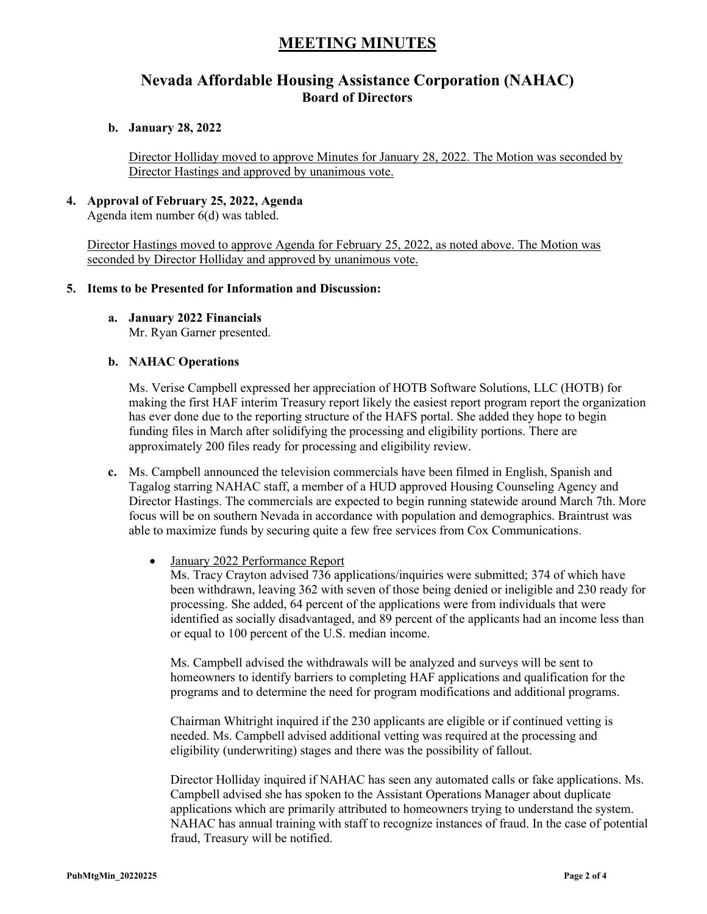# MEETING MINUTES

## Nevada Affordable Housing Assistance Corporation (NAHAC)
### Board of Directors

**b. January 28, 2022**

Director Holliday moved to approve Minutes for January 28, 2022. The Motion was seconded by Director Hastings and approved by unanimous vote.

**4. Approval of February 25, 2022, Agenda**

Agenda item number 6(d) was tabled.

Director Hastings moved to approve Agenda for February 25, 2022, as noted above. The Motion was seconded by Director Holliday and approved by unanimous vote.

**5. Items to be Presented for Information and Discussion:**

**a. January 2022 Financials**

Mr. Ryan Garner presented.

**b. NAHAC Operations**

Ms. Verise Campbell expressed her appreciation of HOTB Software Solutions, LLC (HOTB) for making the first HAF interim Treasury report likely the easiest report program report the organization has ever done due to the reporting structure of the HAFS portal. She added they hope to begin funding files in March after solidifying the processing and eligibility portions. There are approximately 200 files ready for processing and eligibility review.

**c.** Ms. Campbell announced the television commercials have been filmed in English, Spanish and Tagalog starring NAHAC staff, a member of a HUD approved Housing Counseling Agency and Director Hastings. The commercials are expected to begin running statewide around March 7th. More focus will be on southern Nevada in accordance with population and demographics. Braintrust was able to maximize funds by securing quite a few free services from Cox Communications.

- January 2022 Performance Report

  Ms. Tracy Crayton advised 736 applications/inquiries were submitted; 374 of which have been withdrawn, leaving 362 with seven of those being denied or ineligible and 230 ready for processing. She added, 64 percent of the applications were from individuals that were identified as socially disadvantaged, and 89 percent of the applicants had an income less than or equal to 100 percent of the U.S. median income.

  Ms. Campbell advised the withdrawals will be analyzed and surveys will be sent to homeowners to identify barriers to completing HAF applications and qualification for the programs and to determine the need for program modifications and additional programs.

  Chairman Whitright inquired if the 230 applicants are eligible or if continued vetting is needed. Ms. Campbell advised additional vetting was required at the processing and eligibility (underwriting) stages and there was the possibility of fallout.

  Director Holliday inquired if NAHAC has seen any automated calls or fake applications. Ms. Campbell advised she has spoken to the Assistant Operations Manager about duplicate applications which are primarily attributed to homeowners trying to understand the system. NAHAC has annual training with staff to recognize instances of fraud. In the case of potential fraud, Treasury will be notified.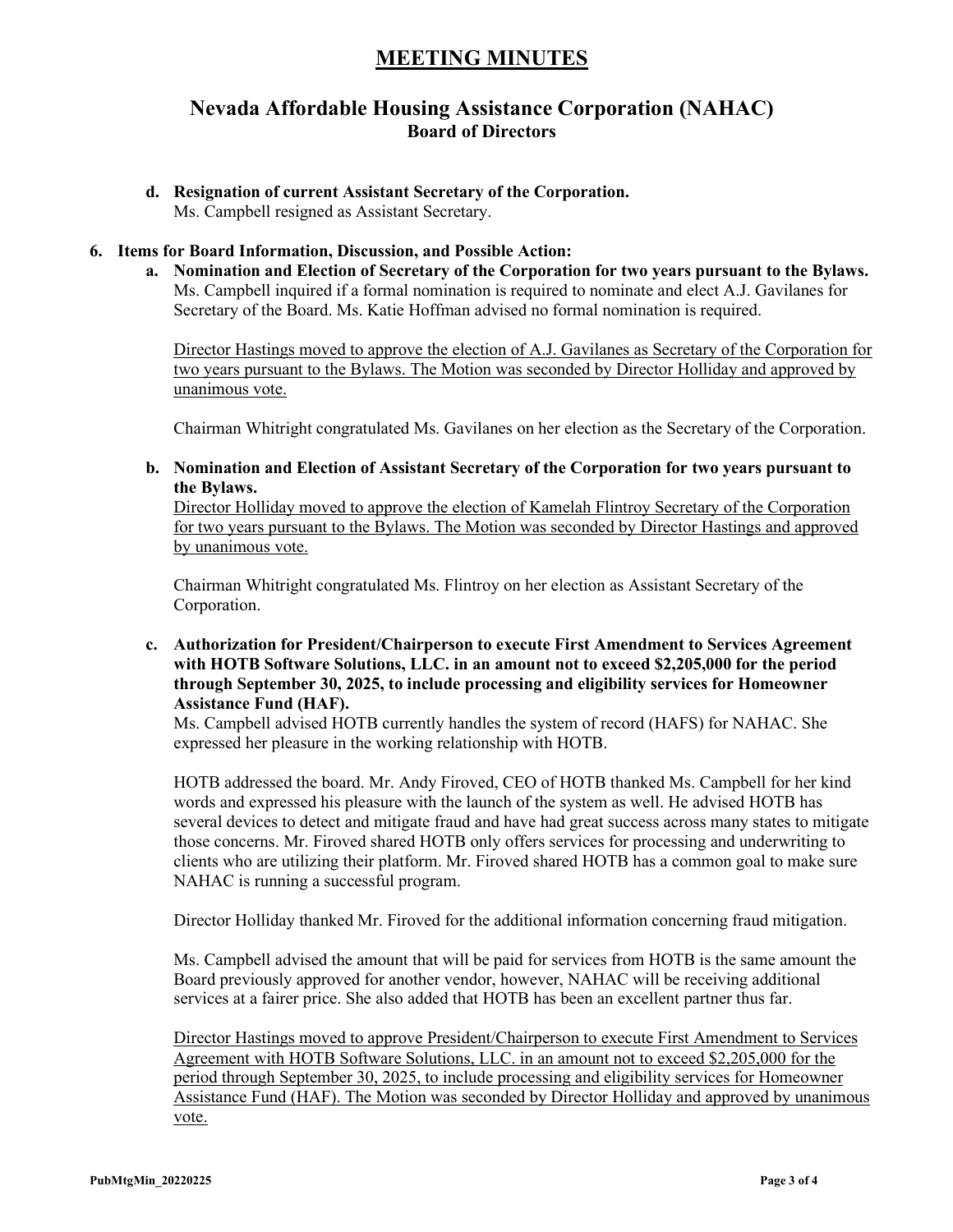# MEETING MINUTES

## Nevada Affordable Housing Assistance Corporation (NAHAC)
### Board of Directors

**d. Resignation of current Assistant Secretary of the Corporation.**
Ms. Campbell resigned as Assistant Secretary.

**6. Items for Board Information, Discussion, and Possible Action:**

**a. Nomination and Election of Secretary of the Corporation for two years pursuant to the Bylaws.**
Ms. Campbell inquired if a formal nomination is required to nominate and elect A.J. Gavilanes for Secretary of the Board. Ms. Katie Hoffman advised no formal nomination is required.

<u>Director Hastings moved to approve the election of A.J. Gavilanes as Secretary of the Corporation for two years pursuant to the Bylaws. The Motion was seconded by Director Holliday and approved by unanimous vote.</u>

Chairman Whitright congratulated Ms. Gavilanes on her election as the Secretary of the Corporation.

**b. Nomination and Election of Assistant Secretary of the Corporation for two years pursuant to the Bylaws.**
<u>Director Holliday moved to approve the election of Kamelah Flintroy Secretary of the Corporation for two years pursuant to the Bylaws. The Motion was seconded by Director Hastings and approved by unanimous vote.</u>

Chairman Whitright congratulated Ms. Flintroy on her election as Assistant Secretary of the Corporation.

**c. Authorization for President/Chairperson to execute First Amendment to Services Agreement with HOTB Software Solutions, LLC. in an amount not to exceed $2,205,000 for the period through September 30, 2025, to include processing and eligibility services for Homeowner Assistance Fund (HAF).**
Ms. Campbell advised HOTB currently handles the system of record (HAFS) for NAHAC. She expressed her pleasure in the working relationship with HOTB.

HOTB addressed the board. Mr. Andy Firoved, CEO of HOTB thanked Ms. Campbell for her kind words and expressed his pleasure with the launch of the system as well. He advised HOTB has several devices to detect and mitigate fraud and have had great success across many states to mitigate those concerns. Mr. Firoved shared HOTB only offers services for processing and underwriting to clients who are utilizing their platform. Mr. Firoved shared HOTB has a common goal to make sure NAHAC is running a successful program.

Director Holliday thanked Mr. Firoved for the additional information concerning fraud mitigation.

Ms. Campbell advised the amount that will be paid for services from HOTB is the same amount the Board previously approved for another vendor, however, NAHAC will be receiving additional services at a fairer price. She also added that HOTB has been an excellent partner thus far.

<u>Director Hastings moved to approve President/Chairperson to execute First Amendment to Services Agreement with HOTB Software Solutions, LLC. in an amount not to exceed $2,205,000 for the period through September 30, 2025, to include processing and eligibility services for Homeowner Assistance Fund (HAF). The Motion was seconded by Director Holliday and approved by unanimous vote.</u>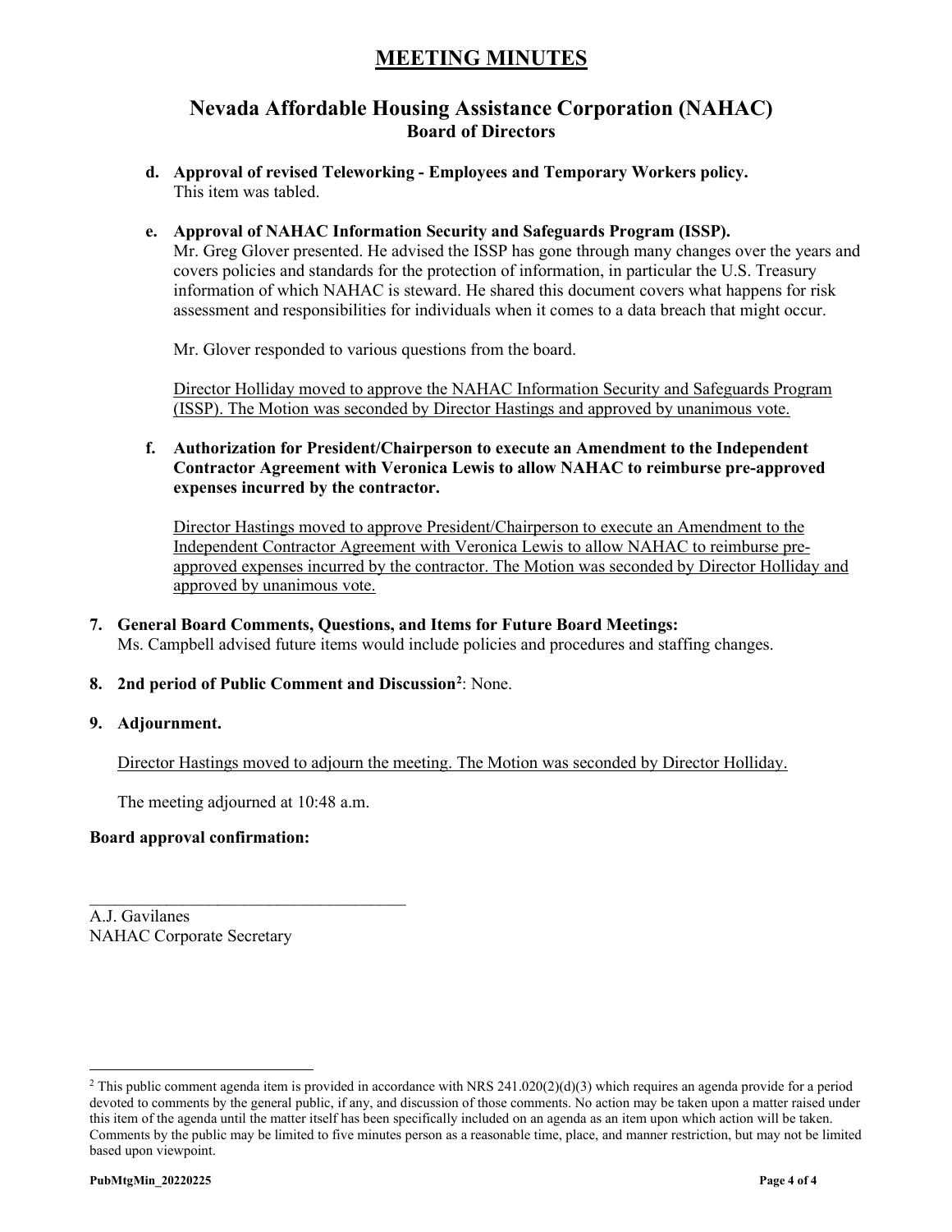# MEETING MINUTES

## Nevada Affordable Housing Assistance Corporation (NAHAC)
### Board of Directors

**d. Approval of revised Teleworking - Employees and Temporary Workers policy.**
This item was tabled.

**e. Approval of NAHAC Information Security and Safeguards Program (ISSP).**
Mr. Greg Glover presented. He advised the ISSP has gone through many changes over the years and covers policies and standards for the protection of information, in particular the U.S. Treasury information of which NAHAC is steward. He shared this document covers what happens for risk assessment and responsibilities for individuals when it comes to a data breach that might occur.

Mr. Glover responded to various questions from the board.

Director Holliday moved to approve the NAHAC Information Security and Safeguards Program (ISSP). The Motion was seconded by Director Hastings and approved by unanimous vote.

**f. Authorization for President/Chairperson to execute an Amendment to the Independent Contractor Agreement with Veronica Lewis to allow NAHAC to reimburse pre-approved expenses incurred by the contractor.**

Director Hastings moved to approve President/Chairperson to execute an Amendment to the Independent Contractor Agreement with Veronica Lewis to allow NAHAC to reimburse pre-approved expenses incurred by the contractor. The Motion was seconded by Director Holliday and approved by unanimous vote.

**7. General Board Comments, Questions, and Items for Future Board Meetings:**
Ms. Campbell advised future items would include policies and procedures and staffing changes.

**8. 2nd period of Public Comment and Discussion[2]**: None.

**9. Adjournment.**

Director Hastings moved to adjourn the meeting. The Motion was seconded by Director Holliday.

The meeting adjourned at 10:48 a.m.

**Board approval confirmation:**

\_\_\_\_\_\_\_\_\_\_\_\_\_\_\_\_\_\_\_\_\_\_\_\_\_\_\_\_\_\_\_\_\_\_\_\_\_\_

A.J. Gavilanes
NAHAC Corporate Secretary

[2] This public comment agenda item is provided in accordance with NRS 241.020(2)(d)(3) which requires an agenda provide for a period devoted to comments by the general public, if any, and discussion of those comments. No action may be taken upon a matter raised under this item of the agenda until the matter itself has been specifically included on an agenda as an item upon which action will be taken. Comments by the public may be limited to five minutes person as a reasonable time, place, and manner restriction, but may not be limited based upon viewpoint.

PubMtgMin_20220225